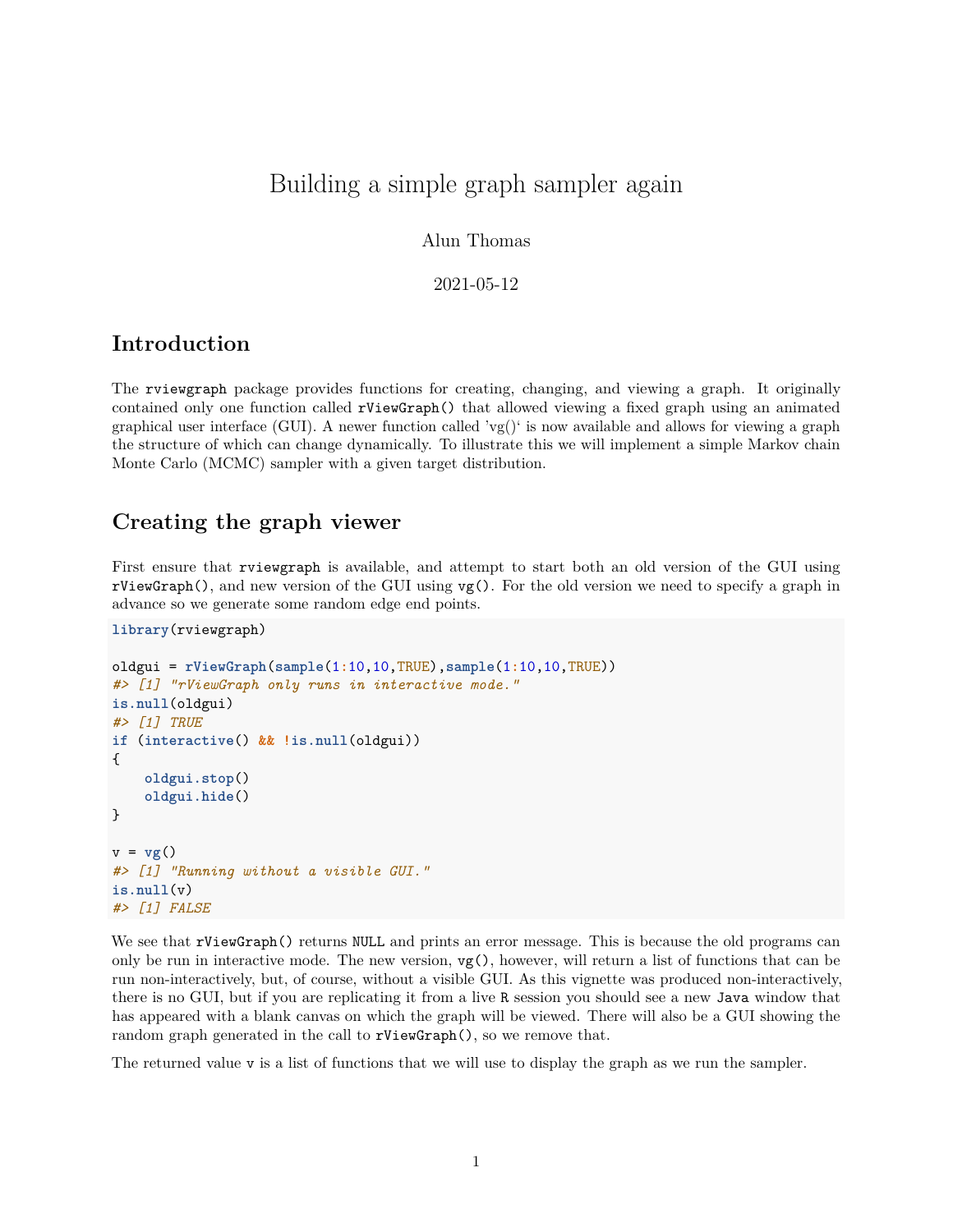# Building a simple graph sampler again

Alun Thomas

2021-05-12

## Introduction

The `rviewgraph` package provides functions for creating, changing, and viewing a graph. It originally contained only one function called `rViewGraph()` that allowed viewing a fixed graph using an animated graphical user interface (GUI). A newer function called 'vg()' is now available and allows for viewing a graph the structure of which can change dynamically. To illustrate this we will implement a simple Markov chain Monte Carlo (MCMC) sampler with a given target distribution.

## Creating the graph viewer

First ensure that `rviewgraph` is available, and attempt to start both an old version of the GUI using `rViewGraph()`, and new version of the GUI using `vg()`. For the old version we need to specify a graph in advance so we generate some random edge end points.

```
library(rviewgraph)

oldgui = rViewGraph(sample(1:10,10,TRUE),sample(1:10,10,TRUE))
#> [1] "rViewGraph only runs in interactive mode."
is.null(oldgui)
#> [1] TRUE
if (interactive() && !is.null(oldgui))
{
    oldgui.stop()
    oldgui.hide()
}

v = vg()
#> [1] "Running without a visible GUI."
is.null(v)
#> [1] FALSE
```

We see that `rViewGraph()` returns `NULL` and prints an error message. This is because the old programs can only be run in interactive mode. The new version, `vg()`, however, will return a list of functions that can be run non-interactively, but, of course, without a visible GUI. As this vignette was produced non-interactively, there is no GUI, but if you are replicating it from a live `R` session you should see a new `Java` window that has appeared with a blank canvas on which the graph will be viewed. There will also be a GUI showing the random graph generated in the call to `rViewGraph()`, so we remove that.

The returned value `v` is a list of functions that we will use to display the graph as we run the sampler.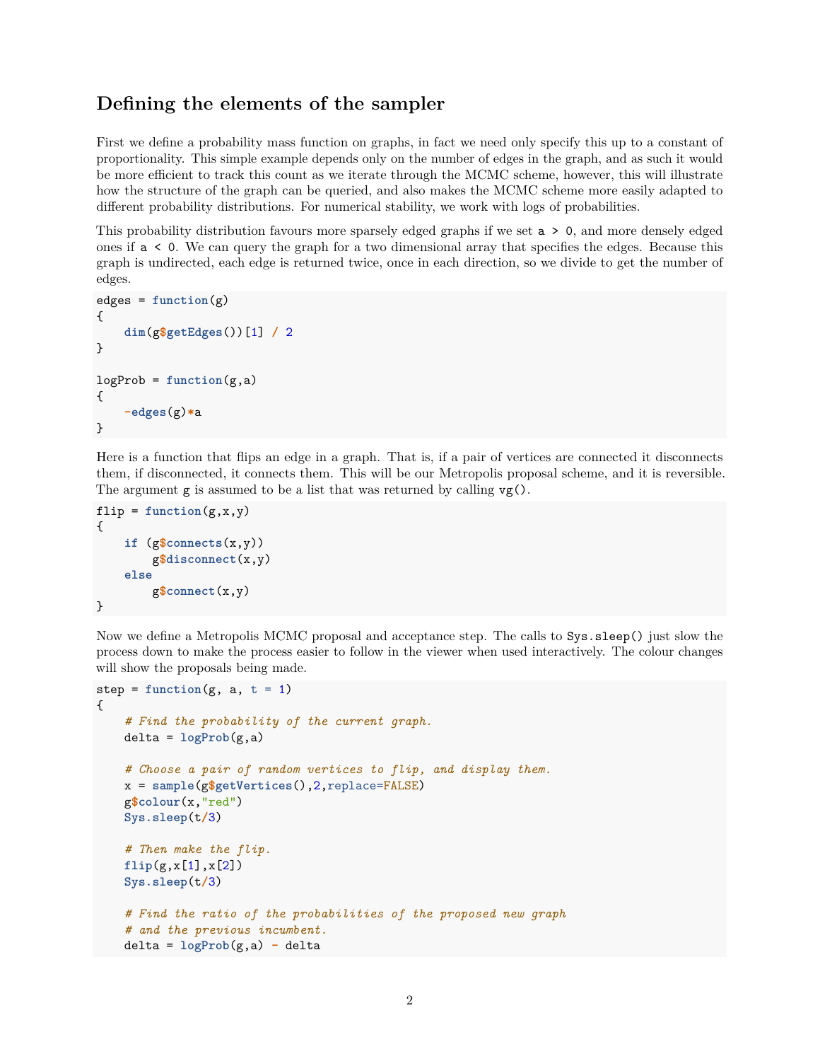## Defining the elements of the sampler

First we define a probability mass function on graphs, in fact we need only specify this up to a constant of proportionality. This simple example depends only on the number of edges in the graph, and as such it would be more efficient to track this count as we iterate through the MCMC scheme, however, this will illustrate how the structure of the graph can be queried, and also makes the MCMC scheme more easily adapted to different probability distributions. For numerical stability, we work with logs of probabilities.

This probability distribution favours more sparsely edged graphs if we set `a > 0`, and more densely edged ones if `a < 0`. We can query the graph for a two dimensional array that specifies the edges. Because this graph is undirected, each edge is returned twice, once in each direction, so we divide to get the number of edges.

```
edges = function(g)
{
    dim(g$getEdges())[1] / 2
}

logProb = function(g,a)
{
    -edges(g)*a
}
```

Here is a function that flips an edge in a graph. That is, if a pair of vertices are connected it disconnects them, if disconnected, it connects them. This will be our Metropolis proposal scheme, and it is reversible. The argument `g` is assumed to be a list that was returned by calling `vg()`.

```
flip = function(g,x,y)
{
    if (g$connects(x,y))
        g$disconnect(x,y)
    else
        g$connect(x,y)
}
```

Now we define a Metropolis MCMC proposal and acceptance step. The calls to `Sys.sleep()` just slow the process down to make the process easier to follow in the viewer when used interactively. The colour changes will show the proposals being made.

```
step = function(g, a, t = 1)
{
    # Find the probability of the current graph.
    delta = logProb(g,a)

    # Choose a pair of random vertices to flip, and display them.
    x = sample(g$getVertices(),2,replace=FALSE)
    g$colour(x,"red")
    Sys.sleep(t/3)

    # Then make the flip.
    flip(g,x[1],x[2])
    Sys.sleep(t/3)

    # Find the ratio of the probabilities of the proposed new graph
    # and the previous incumbent.
    delta = logProb(g,a) - delta
```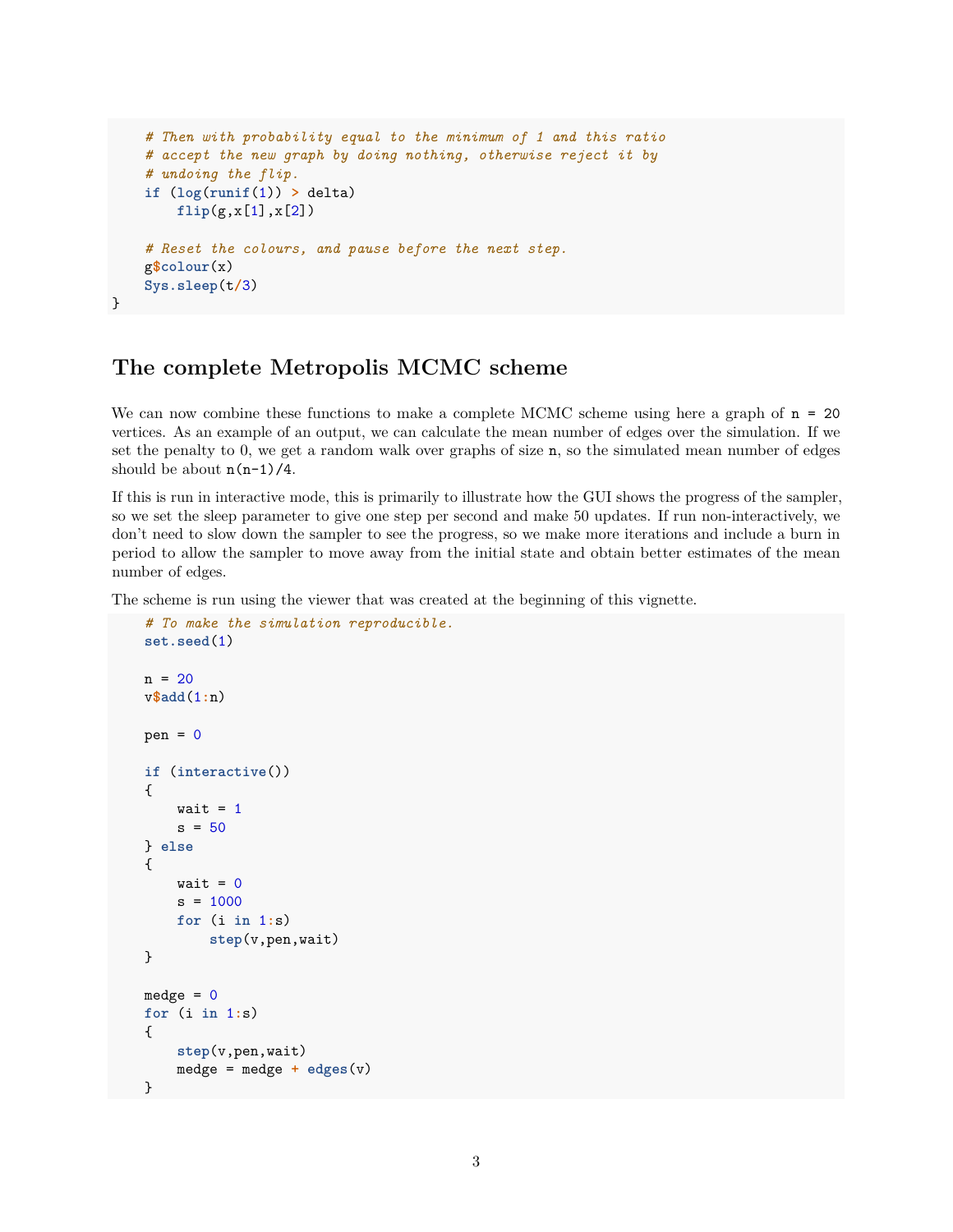```r
    # Then with probability equal to the minimum of 1 and this ratio
    # accept the new graph by doing nothing, otherwise reject it by
    # undoing the flip.
    if (log(runif(1)) > delta)
        flip(g,x[1],x[2])

    # Reset the colours, and pause before the next step.
    g$colour(x)
    Sys.sleep(t/3)
}
```

## The complete Metropolis MCMC scheme

We can now combine these functions to make a complete MCMC scheme using here a graph of `n = 20` vertices. As an example of an output, we can calculate the mean number of edges over the simulation. If we set the penalty to 0, we get a random walk over graphs of size `n`, so the simulated mean number of edges should be about `n(n-1)/4`.

If this is run in interactive mode, this is primarily to illustrate how the GUI shows the progress of the sampler, so we set the sleep parameter to give one step per second and make 50 updates. If run non-interactively, we don't need to slow down the sampler to see the progress, so we make more iterations and include a burn in period to allow the sampler to move away from the initial state and obtain better estimates of the mean number of edges.

The scheme is run using the viewer that was created at the beginning of this vignette.

```r
    # To make the simulation reproducible.
    set.seed(1)

    n = 20
    v$add(1:n)

    pen = 0

    if (interactive())
    {
        wait = 1
        s = 50
    } else
    {
        wait = 0
        s = 1000
        for (i in 1:s)
            step(v,pen,wait)
    }

    medge = 0
    for (i in 1:s)
    {
        step(v,pen,wait)
        medge = medge + edges(v)
    }
```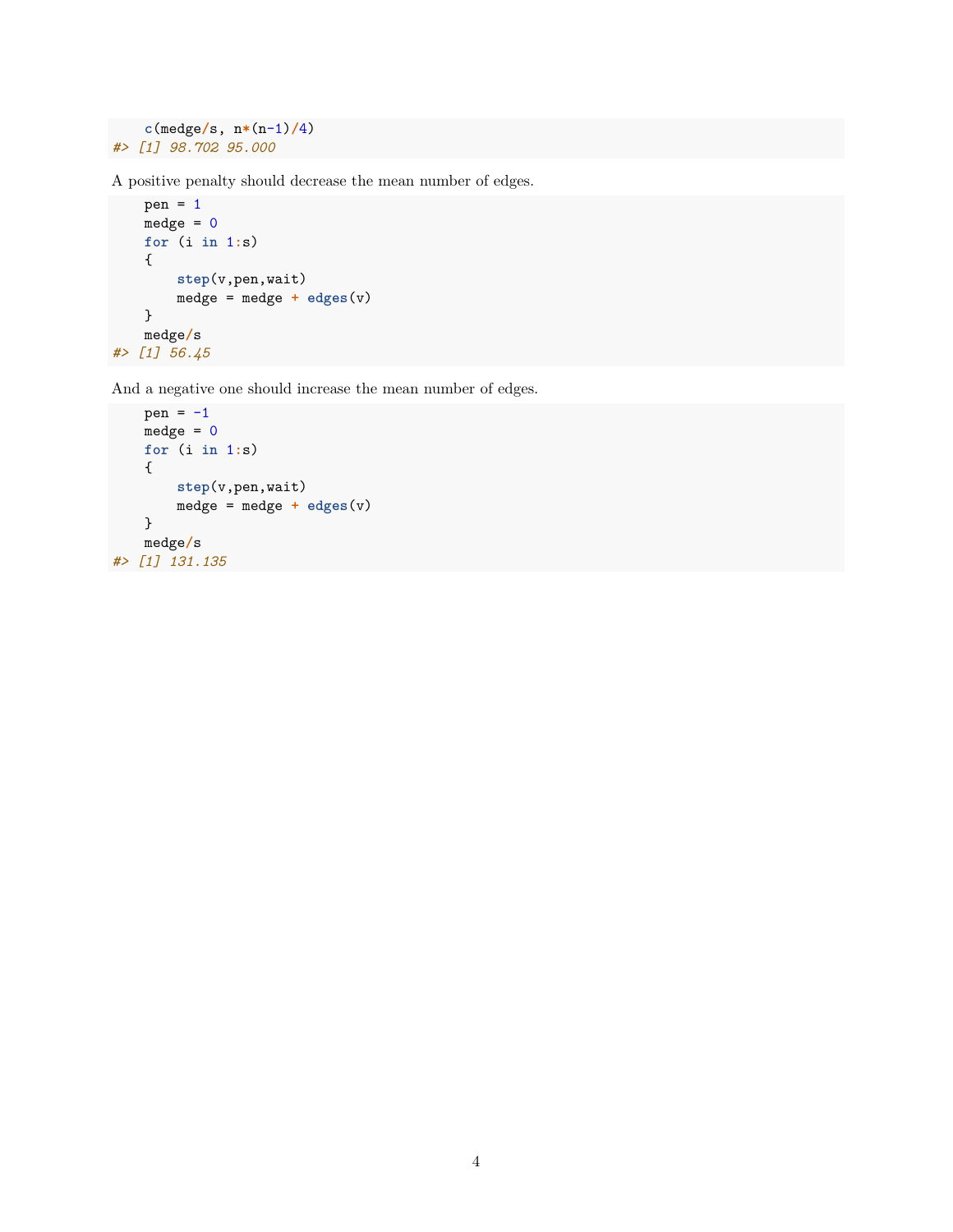```r
    c(medge/s, n*(n-1)/4)
#> [1] 98.702 95.000
```

A positive penalty should decrease the mean number of edges.

```r
    pen = 1
    medge = 0
    for (i in 1:s)
    {
        step(v,pen,wait)
        medge = medge + edges(v)
    }
    medge/s
#> [1] 56.45
```

And a negative one should increase the mean number of edges.

```r
    pen = -1
    medge = 0
    for (i in 1:s)
    {
        step(v,pen,wait)
        medge = medge + edges(v)
    }
    medge/s
#> [1] 131.135
```